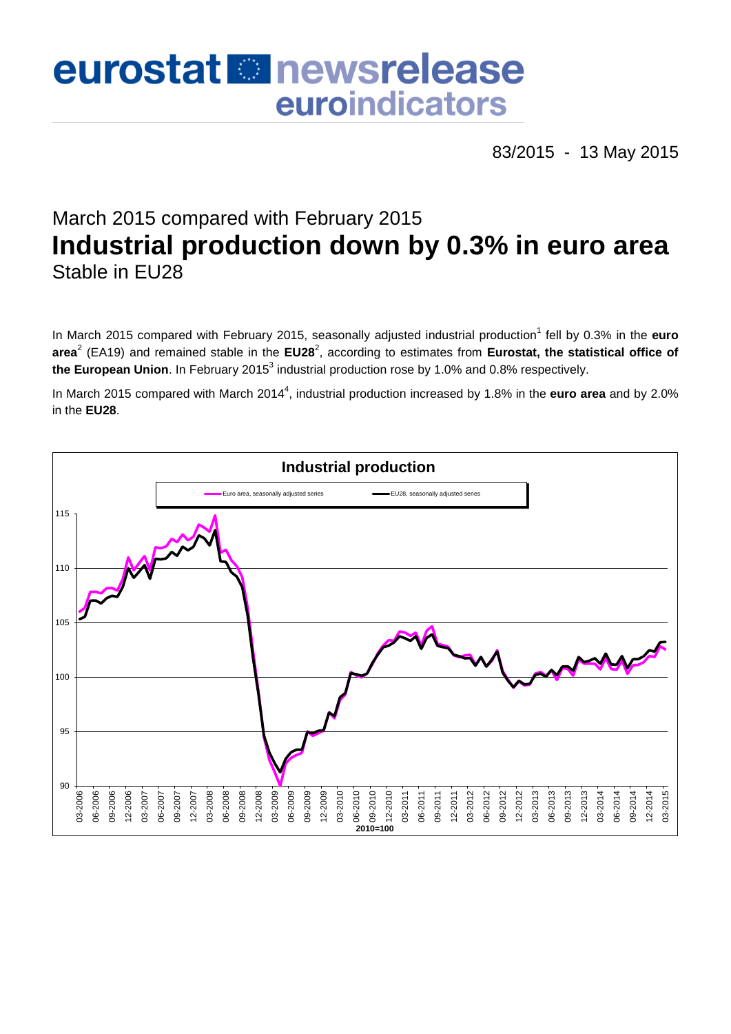# eurostat newsrelease euroindicators

83/2015 - 13 May 2015

## March 2015 compared with February 2015
# Industrial production down by 0.3% in euro area
## Stable in EU28

In March 2015 compared with February 2015, seasonally adjusted industrial production[1] fell by 0.3% in the **euro area**[2] (EA19) and remained stable in the **EU28**[2], according to estimates from **Eurostat, the statistical office of the European Union**. In February 2015[3] industrial production rose by 1.0% and 0.8% respectively.

In March 2015 compared with March 2014[4], industrial production increased by 1.8% in the **euro area** and by 2.0% in the **EU28**.

**Industrial production**

Euro area, seasonally adjusted series — EU28, seasonally adjusted series

2010=100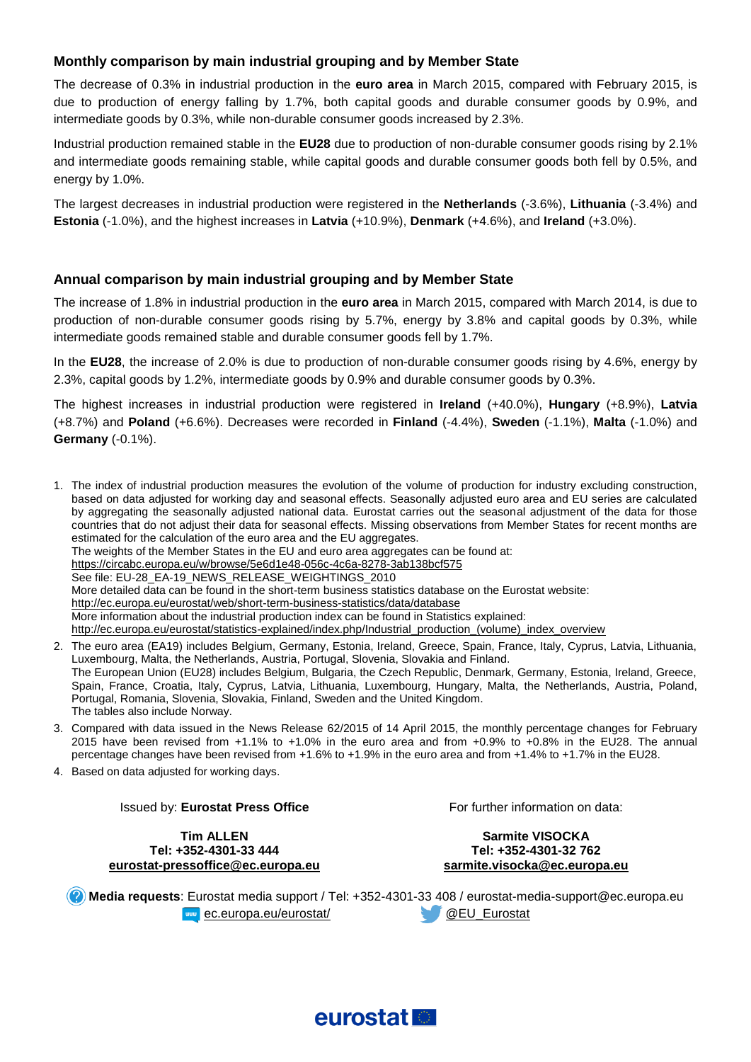## Monthly comparison by main industrial grouping and by Member State

The decrease of 0.3% in industrial production in the **euro area** in March 2015, compared with February 2015, is due to production of energy falling by 1.7%, both capital goods and durable consumer goods by 0.9%, and intermediate goods by 0.3%, while non-durable consumer goods increased by 2.3%.

Industrial production remained stable in the **EU28** due to production of non-durable consumer goods rising by 2.1% and intermediate goods remaining stable, while capital goods and durable consumer goods both fell by 0.5%, and energy by 1.0%.

The largest decreases in industrial production were registered in the **Netherlands** (-3.6%), **Lithuania** (-3.4%) and **Estonia** (-1.0%), and the highest increases in **Latvia** (+10.9%), **Denmark** (+4.6%), and **Ireland** (+3.0%).

## Annual comparison by main industrial grouping and by Member State

The increase of 1.8% in industrial production in the **euro area** in March 2015, compared with March 2014, is due to production of non-durable consumer goods rising by 5.7%, energy by 3.8% and capital goods by 0.3%, while intermediate goods remained stable and durable consumer goods fell by 1.7%.

In the **EU28**, the increase of 2.0% is due to production of non-durable consumer goods rising by 4.6%, energy by 2.3%, capital goods by 1.2%, intermediate goods by 0.9% and durable consumer goods by 0.3%.

The highest increases in industrial production were registered in **Ireland** (+40.0%), **Hungary** (+8.9%), **Latvia** (+8.7%) and **Poland** (+6.6%). Decreases were recorded in **Finland** (-4.4%), **Sweden** (-1.1%), **Malta** (-1.0%) and **Germany** (-0.1%).

1. The index of industrial production measures the evolution of the volume of production for industry excluding construction, based on data adjusted for working day and seasonal effects. Seasonally adjusted euro area and EU series are calculated by aggregating the seasonally adjusted national data. Eurostat carries out the seasonal adjustment of the data for those countries that do not adjust their data for seasonal effects. Missing observations from Member States for recent months are estimated for the calculation of the euro area and the EU aggregates.
   The weights of the Member States in the EU and euro area aggregates can be found at:
   https://circabc.europa.eu/w/browse/5e6d1e48-056c-4c6a-8278-3ab138bcf575
   See file: EU-28_EA-19_NEWS_RELEASE_WEIGHTINGS_2010
   More detailed data can be found in the short-term business statistics database on the Eurostat website:
   http://ec.europa.eu/eurostat/web/short-term-business-statistics/data/database
   More information about the industrial production index can be found in Statistics explained:
   http://ec.europa.eu/eurostat/statistics-explained/index.php/Industrial_production_(volume)_index_overview
2. The euro area (EA19) includes Belgium, Germany, Estonia, Ireland, Greece, Spain, France, Italy, Cyprus, Latvia, Lithuania, Luxembourg, Malta, the Netherlands, Austria, Portugal, Slovenia, Slovakia and Finland.
   The European Union (EU28) includes Belgium, Bulgaria, the Czech Republic, Denmark, Germany, Estonia, Ireland, Greece, Spain, France, Croatia, Italy, Cyprus, Latvia, Lithuania, Luxembourg, Hungary, Malta, the Netherlands, Austria, Poland, Portugal, Romania, Slovenia, Slovakia, Finland, Sweden and the United Kingdom.
   The tables also include Norway.
3. Compared with data issued in the News Release 62/2015 of 14 April 2015, the monthly percentage changes for February 2015 have been revised from +1.1% to +1.0% in the euro area and from +0.9% to +0.8% in the EU28. The annual percentage changes have been revised from +1.6% to +1.9% in the euro area and from +1.4% to +1.7% in the EU28.
4. Based on data adjusted for working days.

Issued by: **Eurostat Press Office**

**Tim ALLEN**
**Tel: +352-4301-33 444**
**eurostat-pressoffice@ec.europa.eu**

For further information on data:

**Sarmite VISOCKA**
**Tel: +352-4301-32 762**
**sarmite.visocka@ec.europa.eu**

**Media requests**: Eurostat media support / Tel: +352-4301-33 408 / eurostat-media-support@ec.europa.eu

ec.europa.eu/eurostat/ @EU_Eurostat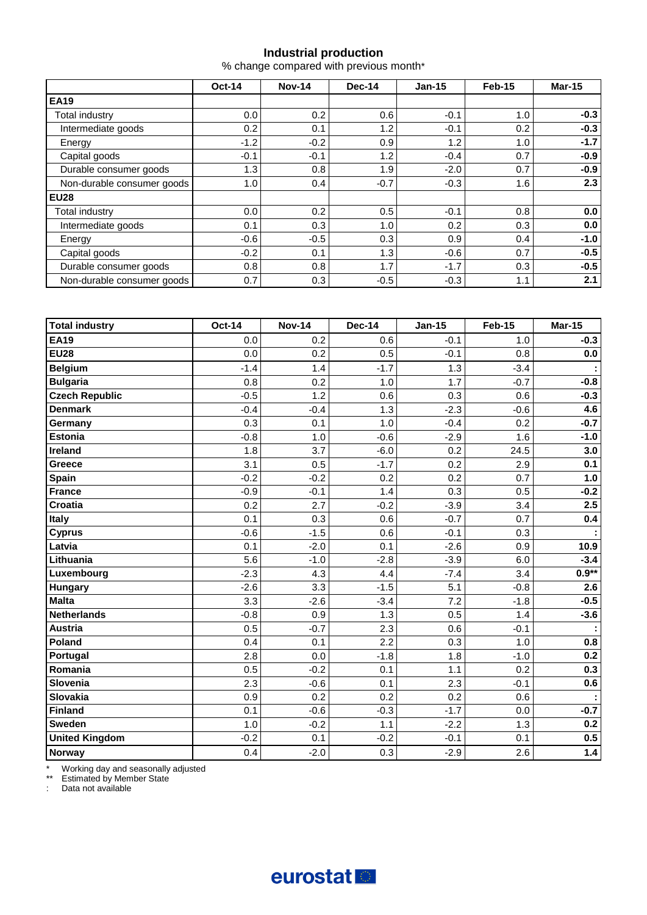## Industrial production

% change compared with previous month*

| | Oct-14 | Nov-14 | Dec-14 | Jan-15 | Feb-15 | Mar-15 |
|---|---|---|---|---|---|---|
| **EA19** | | | | | | |
| Total industry | 0.0 | 0.2 | 0.6 | -0.1 | 1.0 | **-0.3** |
| Intermediate goods | 0.2 | 0.1 | 1.2 | -0.1 | 0.2 | **-0.3** |
| Energy | -1.2 | -0.2 | 0.9 | 1.2 | 1.0 | **-1.7** |
| Capital goods | -0.1 | -0.1 | 1.2 | -0.4 | 0.7 | **-0.9** |
| Durable consumer goods | 1.3 | 0.8 | 1.9 | -2.0 | 0.7 | **-0.9** |
| Non-durable consumer goods | 1.0 | 0.4 | -0.7 | -0.3 | 1.6 | **2.3** |
| **EU28** | | | | | | |
| Total industry | 0.0 | 0.2 | 0.5 | -0.1 | 0.8 | **0.0** |
| Intermediate goods | 0.1 | 0.3 | 1.0 | 0.2 | 0.3 | **0.0** |
| Energy | -0.6 | -0.5 | 0.3 | 0.9 | 0.4 | **-1.0** |
| Capital goods | -0.2 | 0.1 | 1.3 | -0.6 | 0.7 | **-0.5** |
| Durable consumer goods | 0.8 | 0.8 | 1.7 | -1.7 | 0.3 | **-0.5** |
| Non-durable consumer goods | 0.7 | 0.3 | -0.5 | -0.3 | 1.1 | **2.1** |

| **Total industry** | Oct-14 | Nov-14 | Dec-14 | Jan-15 | Feb-15 | Mar-15 |
|---|---|---|---|---|---|---|
| **EA19** | 0.0 | 0.2 | 0.6 | -0.1 | 1.0 | **-0.3** |
| **EU28** | 0.0 | 0.2 | 0.5 | -0.1 | 0.8 | **0.0** |
| **Belgium** | -1.4 | 1.4 | -1.7 | 1.3 | -3.4 | **:** |
| **Bulgaria** | 0.8 | 0.2 | 1.0 | 1.7 | -0.7 | **-0.8** |
| **Czech Republic** | -0.5 | 1.2 | 0.6 | 0.3 | 0.6 | **-0.3** |
| **Denmark** | -0.4 | -0.4 | 1.3 | -2.3 | -0.6 | **4.6** |
| **Germany** | 0.3 | 0.1 | 1.0 | -0.4 | 0.2 | **-0.7** |
| **Estonia** | -0.8 | 1.0 | -0.6 | -2.9 | 1.6 | **-1.0** |
| **Ireland** | 1.8 | 3.7 | -6.0 | 0.2 | 24.5 | **3.0** |
| **Greece** | 3.1 | 0.5 | -1.7 | 0.2 | 2.9 | **0.1** |
| **Spain** | -0.2 | -0.2 | 0.2 | 0.2 | 0.7 | **1.0** |
| **France** | -0.9 | -0.1 | 1.4 | 0.3 | 0.5 | **-0.2** |
| **Croatia** | 0.2 | 2.7 | -0.2 | -3.9 | 3.4 | **2.5** |
| **Italy** | 0.1 | 0.3 | 0.6 | -0.7 | 0.7 | **0.4** |
| **Cyprus** | -0.6 | -1.5 | 0.6 | -0.1 | 0.3 | **:** |
| **Latvia** | 0.1 | -2.0 | 0.1 | -2.6 | 0.9 | **10.9** |
| **Lithuania** | 5.6 | -1.0 | -2.8 | -3.9 | 6.0 | **-3.4** |
| **Luxembourg** | -2.3 | 4.3 | 4.4 | -7.4 | 3.4 | **0.9\*\*** |
| **Hungary** | -2.6 | 3.3 | -1.5 | 5.1 | -0.8 | **2.6** |
| **Malta** | 3.3 | -2.6 | -3.4 | 7.2 | -1.8 | **-0.5** |
| **Netherlands** | -0.8 | 0.9 | 1.3 | 0.5 | 1.4 | **-3.6** |
| **Austria** | 0.5 | -0.7 | 2.3 | 0.6 | -0.1 | **:** |
| **Poland** | 0.4 | 0.1 | 2.2 | 0.3 | 1.0 | **0.8** |
| **Portugal** | 2.8 | 0.0 | -1.8 | 1.8 | -1.0 | **0.2** |
| **Romania** | 0.5 | -0.2 | 0.1 | 1.1 | 0.2 | **0.3** |
| **Slovenia** | 2.3 | -0.6 | 0.1 | 2.3 | -0.1 | **0.6** |
| **Slovakia** | 0.9 | 0.2 | 0.2 | 0.2 | 0.6 | **:** |
| **Finland** | 0.1 | -0.6 | -0.3 | -1.7 | 0.0 | **-0.7** |
| **Sweden** | 1.0 | -0.2 | 1.1 | -2.2 | 1.3 | **0.2** |
| **United Kingdom** | -0.2 | 0.1 | -0.2 | -0.1 | 0.1 | **0.5** |
| **Norway** | 0.4 | -2.0 | 0.3 | -2.9 | 2.6 | **1.4** |

\* Working day and seasonally adjusted
\*\* Estimated by Member State
: Data not available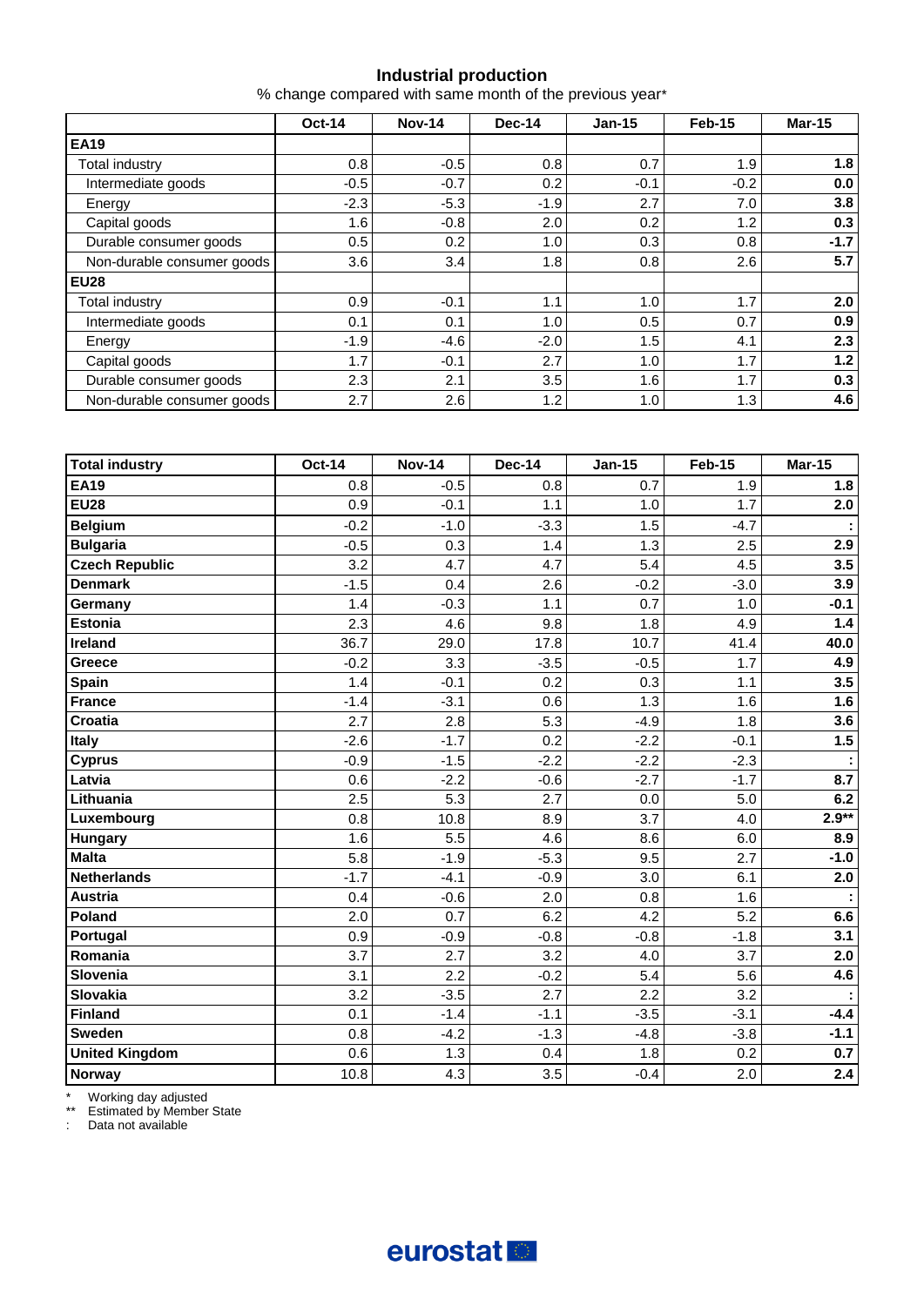## Industrial production

% change compared with same month of the previous year*

| | Oct-14 | Nov-14 | Dec-14 | Jan-15 | Feb-15 | Mar-15 |
|---|---|---|---|---|---|---|
| **EA19** | | | | | | |
| Total industry | 0.8 | -0.5 | 0.8 | 0.7 | 1.9 | **1.8** |
| Intermediate goods | -0.5 | -0.7 | 0.2 | -0.1 | -0.2 | **0.0** |
| Energy | -2.3 | -5.3 | -1.9 | 2.7 | 7.0 | **3.8** |
| Capital goods | 1.6 | -0.8 | 2.0 | 0.2 | 1.2 | **0.3** |
| Durable consumer goods | 0.5 | 0.2 | 1.0 | 0.3 | 0.8 | **-1.7** |
| Non-durable consumer goods | 3.6 | 3.4 | 1.8 | 0.8 | 2.6 | **5.7** |
| **EU28** | | | | | | |
| Total industry | 0.9 | -0.1 | 1.1 | 1.0 | 1.7 | **2.0** |
| Intermediate goods | 0.1 | 0.1 | 1.0 | 0.5 | 0.7 | **0.9** |
| Energy | -1.9 | -4.6 | -2.0 | 1.5 | 4.1 | **2.3** |
| Capital goods | 1.7 | -0.1 | 2.7 | 1.0 | 1.7 | **1.2** |
| Durable consumer goods | 2.3 | 2.1 | 3.5 | 1.6 | 1.7 | **0.3** |
| Non-durable consumer goods | 2.7 | 2.6 | 1.2 | 1.0 | 1.3 | **4.6** |

| **Total industry** | **Oct-14** | **Nov-14** | **Dec-14** | **Jan-15** | **Feb-15** | **Mar-15** |
|---|---|---|---|---|---|---|
| **EA19** | 0.8 | -0.5 | 0.8 | 0.7 | 1.9 | **1.8** |
| **EU28** | 0.9 | -0.1 | 1.1 | 1.0 | 1.7 | **2.0** |
| **Belgium** | -0.2 | -1.0 | -3.3 | 1.5 | -4.7 | **:** |
| **Bulgaria** | -0.5 | 0.3 | 1.4 | 1.3 | 2.5 | **2.9** |
| **Czech Republic** | 3.2 | 4.7 | 4.7 | 5.4 | 4.5 | **3.5** |
| **Denmark** | -1.5 | 0.4 | 2.6 | -0.2 | -3.0 | **3.9** |
| **Germany** | 1.4 | -0.3 | 1.1 | 0.7 | 1.0 | **-0.1** |
| **Estonia** | 2.3 | 4.6 | 9.8 | 1.8 | 4.9 | **1.4** |
| **Ireland** | 36.7 | 29.0 | 17.8 | 10.7 | 41.4 | **40.0** |
| **Greece** | -0.2 | 3.3 | -3.5 | -0.5 | 1.7 | **4.9** |
| **Spain** | 1.4 | -0.1 | 0.2 | 0.3 | 1.1 | **3.5** |
| **France** | -1.4 | -3.1 | 0.6 | 1.3 | 1.6 | **1.6** |
| **Croatia** | 2.7 | 2.8 | 5.3 | -4.9 | 1.8 | **3.6** |
| **Italy** | -2.6 | -1.7 | 0.2 | -2.2 | -0.1 | **1.5** |
| **Cyprus** | -0.9 | -1.5 | -2.2 | -2.2 | -2.3 | **:** |
| **Latvia** | 0.6 | -2.2 | -0.6 | -2.7 | -1.7 | **8.7** |
| **Lithuania** | 2.5 | 5.3 | 2.7 | 0.0 | 5.0 | **6.2** |
| **Luxembourg** | 0.8 | 10.8 | 8.9 | 3.7 | 4.0 | **2.9\*\*** |
| **Hungary** | 1.6 | 5.5 | 4.6 | 8.6 | 6.0 | **8.9** |
| **Malta** | 5.8 | -1.9 | -5.3 | 9.5 | 2.7 | **-1.0** |
| **Netherlands** | -1.7 | -4.1 | -0.9 | 3.0 | 6.1 | **2.0** |
| **Austria** | 0.4 | -0.6 | 2.0 | 0.8 | 1.6 | **:** |
| **Poland** | 2.0 | 0.7 | 6.2 | 4.2 | 5.2 | **6.6** |
| **Portugal** | 0.9 | -0.9 | -0.8 | -0.8 | -1.8 | **3.1** |
| **Romania** | 3.7 | 2.7 | 3.2 | 4.0 | 3.7 | **2.0** |
| **Slovenia** | 3.1 | 2.2 | -0.2 | 5.4 | 5.6 | **4.6** |
| **Slovakia** | 3.2 | -3.5 | 2.7 | 2.2 | 3.2 | **:** |
| **Finland** | 0.1 | -1.4 | -1.1 | -3.5 | -3.1 | **-4.4** |
| **Sweden** | 0.8 | -4.2 | -1.3 | -4.8 | -3.8 | **-1.1** |
| **United Kingdom** | 0.6 | 1.3 | 0.4 | 1.8 | 0.2 | **0.7** |
| **Norway** | 10.8 | 4.3 | 3.5 | -0.4 | 2.0 | **2.4** |

\* Working day adjusted
\*\* Estimated by Member State
: Data not available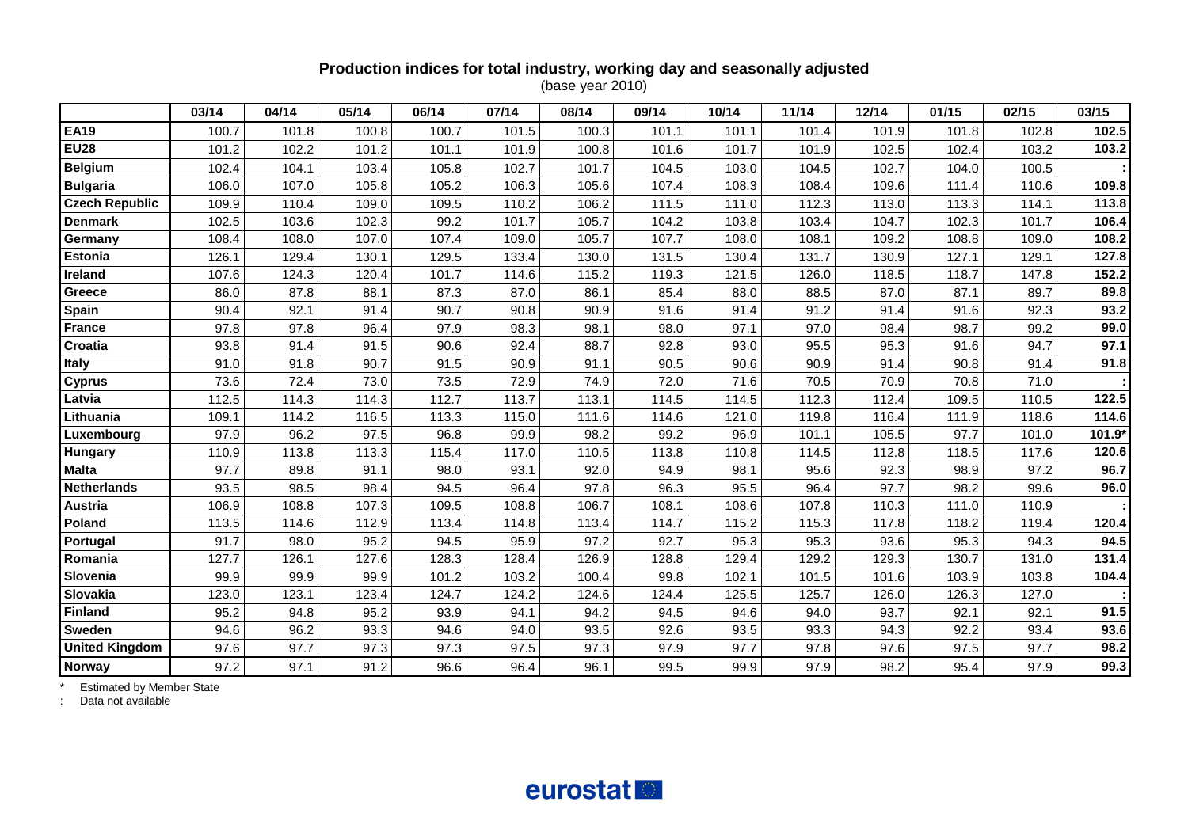**Production indices for total industry, working day and seasonally adjusted**
(base year 2010)

| | 03/14 | 04/14 | 05/14 | 06/14 | 07/14 | 08/14 | 09/14 | 10/14 | 11/14 | 12/14 | 01/15 | 02/15 | 03/15 |
|---|---|---|---|---|---|---|---|---|---|---|---|---|---|
| **EA19** | 100.7 | 101.8 | 100.8 | 100.7 | 101.5 | 100.3 | 101.1 | 101.1 | 101.4 | 101.9 | 101.8 | 102.8 | **102.5** |
| **EU28** | 101.2 | 102.2 | 101.2 | 101.1 | 101.9 | 100.8 | 101.6 | 101.7 | 101.9 | 102.5 | 102.4 | 103.2 | **103.2** |
| **Belgium** | 102.4 | 104.1 | 103.4 | 105.8 | 102.7 | 101.7 | 104.5 | 103.0 | 104.5 | 102.7 | 104.0 | 100.5 | **:** |
| **Bulgaria** | 106.0 | 107.0 | 105.8 | 105.2 | 106.3 | 105.6 | 107.4 | 108.3 | 108.4 | 109.6 | 111.4 | 110.6 | **109.8** |
| **Czech Republic** | 109.9 | 110.4 | 109.0 | 109.5 | 110.2 | 106.2 | 111.5 | 111.0 | 112.3 | 113.0 | 113.3 | 114.1 | **113.8** |
| **Denmark** | 102.5 | 103.6 | 102.3 | 99.2 | 101.7 | 105.7 | 104.2 | 103.8 | 103.4 | 104.7 | 102.3 | 101.7 | **106.4** |
| **Germany** | 108.4 | 108.0 | 107.0 | 107.4 | 109.0 | 105.7 | 107.7 | 108.0 | 108.1 | 109.2 | 108.8 | 109.0 | **108.2** |
| **Estonia** | 126.1 | 129.4 | 130.1 | 129.5 | 133.4 | 130.0 | 131.5 | 130.4 | 131.7 | 130.9 | 127.1 | 129.1 | **127.8** |
| **Ireland** | 107.6 | 124.3 | 120.4 | 101.7 | 114.6 | 115.2 | 119.3 | 121.5 | 126.0 | 118.5 | 118.7 | 147.8 | **152.2** |
| **Greece** | 86.0 | 87.8 | 88.1 | 87.3 | 87.0 | 86.1 | 85.4 | 88.0 | 88.5 | 87.0 | 87.1 | 89.7 | **89.8** |
| **Spain** | 90.4 | 92.1 | 91.4 | 90.7 | 90.8 | 90.9 | 91.6 | 91.4 | 91.2 | 91.4 | 91.6 | 92.3 | **93.2** |
| **France** | 97.8 | 97.8 | 96.4 | 97.9 | 98.3 | 98.1 | 98.0 | 97.1 | 97.0 | 98.4 | 98.7 | 99.2 | **99.0** |
| **Croatia** | 93.8 | 91.4 | 91.5 | 90.6 | 92.4 | 88.7 | 92.8 | 93.0 | 95.5 | 95.3 | 91.6 | 94.7 | **97.1** |
| **Italy** | 91.0 | 91.8 | 90.7 | 91.5 | 90.9 | 91.1 | 90.5 | 90.6 | 90.9 | 91.4 | 90.8 | 91.4 | **91.8** |
| **Cyprus** | 73.6 | 72.4 | 73.0 | 73.5 | 72.9 | 74.9 | 72.0 | 71.6 | 70.5 | 70.9 | 70.8 | 71.0 | **:** |
| **Latvia** | 112.5 | 114.3 | 114.3 | 112.7 | 113.7 | 113.1 | 114.5 | 114.5 | 112.3 | 112.4 | 109.5 | 110.5 | **122.5** |
| **Lithuania** | 109.1 | 114.2 | 116.5 | 113.3 | 115.0 | 111.6 | 114.6 | 121.0 | 119.8 | 116.4 | 111.9 | 118.6 | **114.6** |
| **Luxembourg** | 97.9 | 96.2 | 97.5 | 96.8 | 99.9 | 98.2 | 99.2 | 96.9 | 101.1 | 105.5 | 97.7 | 101.0 | **101.9*** |
| **Hungary** | 110.9 | 113.8 | 113.3 | 115.4 | 117.0 | 110.5 | 113.8 | 110.8 | 114.5 | 112.8 | 118.5 | 117.6 | **120.6** |
| **Malta** | 97.7 | 89.8 | 91.1 | 98.0 | 93.1 | 92.0 | 94.9 | 98.1 | 95.6 | 92.3 | 98.9 | 97.2 | **96.7** |
| **Netherlands** | 93.5 | 98.5 | 98.4 | 94.5 | 96.4 | 97.8 | 96.3 | 95.5 | 96.4 | 97.7 | 98.2 | 99.6 | **96.0** |
| **Austria** | 106.9 | 108.8 | 107.3 | 109.5 | 108.8 | 106.7 | 108.1 | 108.6 | 107.8 | 110.3 | 111.0 | 110.9 | **:** |
| **Poland** | 113.5 | 114.6 | 112.9 | 113.4 | 114.8 | 113.4 | 114.7 | 115.2 | 115.3 | 117.8 | 118.2 | 119.4 | **120.4** |
| **Portugal** | 91.7 | 98.0 | 95.2 | 94.5 | 95.9 | 97.2 | 92.7 | 95.3 | 95.3 | 93.6 | 95.3 | 94.3 | **94.5** |
| **Romania** | 127.7 | 126.1 | 127.6 | 128.3 | 128.4 | 126.9 | 128.8 | 129.4 | 129.2 | 129.3 | 130.7 | 131.0 | **131.4** |
| **Slovenia** | 99.9 | 99.9 | 99.9 | 101.2 | 103.2 | 100.4 | 99.8 | 102.1 | 101.5 | 101.6 | 103.9 | 103.8 | **104.4** |
| **Slovakia** | 123.0 | 123.1 | 123.4 | 124.7 | 124.2 | 124.6 | 124.4 | 125.5 | 125.7 | 126.0 | 126.3 | 127.0 | **:** |
| **Finland** | 95.2 | 94.8 | 95.2 | 93.9 | 94.1 | 94.2 | 94.5 | 94.6 | 94.0 | 93.7 | 92.1 | 92.1 | **91.5** |
| **Sweden** | 94.6 | 96.2 | 93.3 | 94.6 | 94.0 | 93.5 | 92.6 | 93.5 | 93.3 | 94.3 | 92.2 | 93.4 | **93.6** |
| **United Kingdom** | 97.6 | 97.7 | 97.3 | 97.3 | 97.5 | 97.3 | 97.9 | 97.7 | 97.8 | 97.6 | 97.5 | 97.7 | **98.2** |
| **Norway** | 97.2 | 97.1 | 91.2 | 96.6 | 96.4 | 96.1 | 99.5 | 99.9 | 97.9 | 98.2 | 95.4 | 97.9 | **99.3** |

\* Estimated by Member State
: Data not available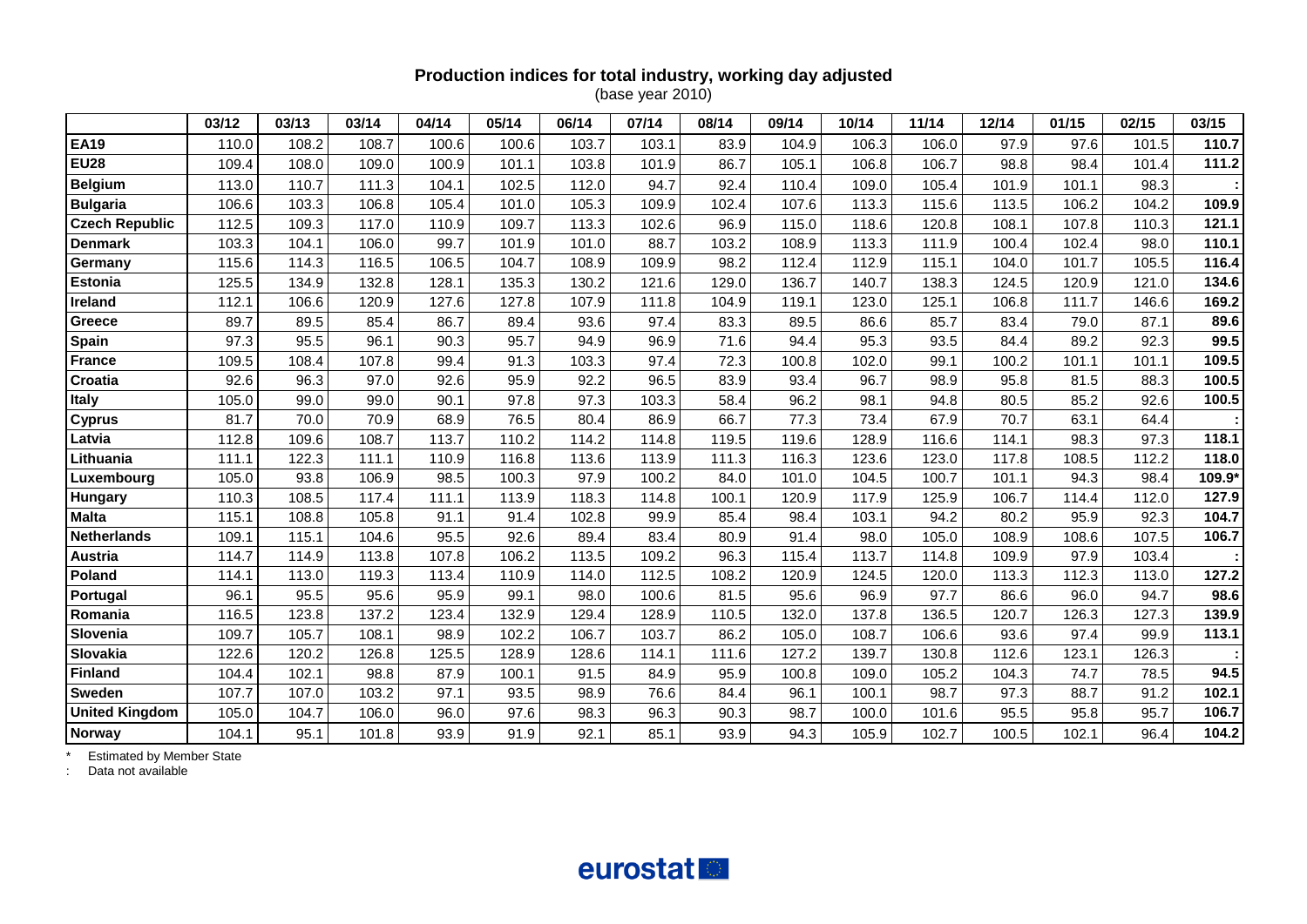**Production indices for total industry, working day adjusted**
(base year 2010)

| | 03/12 | 03/13 | 03/14 | 04/14 | 05/14 | 06/14 | 07/14 | 08/14 | 09/14 | 10/14 | 11/14 | 12/14 | 01/15 | 02/15 | 03/15 |
|---|---|---|---|---|---|---|---|---|---|---|---|---|---|---|---|
| **EA19** | 110.0 | 108.2 | 108.7 | 100.6 | 100.6 | 103.7 | 103.1 | 83.9 | 104.9 | 106.3 | 106.0 | 97.9 | 97.6 | 101.5 | **110.7** |
| **EU28** | 109.4 | 108.0 | 109.0 | 100.9 | 101.1 | 103.8 | 101.9 | 86.7 | 105.1 | 106.8 | 106.7 | 98.8 | 98.4 | 101.4 | **111.2** |
| **Belgium** | 113.0 | 110.7 | 111.3 | 104.1 | 102.5 | 112.0 | 94.7 | 92.4 | 110.4 | 109.0 | 105.4 | 101.9 | 101.1 | 98.3 | **:** |
| **Bulgaria** | 106.6 | 103.3 | 106.8 | 105.4 | 101.0 | 105.3 | 109.9 | 102.4 | 107.6 | 113.3 | 115.6 | 113.5 | 106.2 | 104.2 | **109.9** |
| **Czech Republic** | 112.5 | 109.3 | 117.0 | 110.9 | 109.7 | 113.3 | 102.6 | 96.9 | 115.0 | 118.6 | 120.8 | 108.1 | 107.8 | 110.3 | **121.1** |
| **Denmark** | 103.3 | 104.1 | 106.0 | 99.7 | 101.9 | 101.0 | 88.7 | 103.2 | 108.9 | 113.3 | 111.9 | 100.4 | 102.4 | 98.0 | **110.1** |
| **Germany** | 115.6 | 114.3 | 116.5 | 106.5 | 104.7 | 108.9 | 109.9 | 98.2 | 112.4 | 112.9 | 115.1 | 104.0 | 101.7 | 105.5 | **116.4** |
| **Estonia** | 125.5 | 134.9 | 132.8 | 128.1 | 135.3 | 130.2 | 121.6 | 129.0 | 136.7 | 140.7 | 138.3 | 124.5 | 120.9 | 121.0 | **134.6** |
| **Ireland** | 112.1 | 106.6 | 120.9 | 127.6 | 127.8 | 107.9 | 111.8 | 104.9 | 119.1 | 123.0 | 125.1 | 106.8 | 111.7 | 146.6 | **169.2** |
| **Greece** | 89.7 | 89.5 | 85.4 | 86.7 | 89.4 | 93.6 | 97.4 | 83.3 | 89.5 | 86.6 | 85.7 | 83.4 | 79.0 | 87.1 | **89.6** |
| **Spain** | 97.3 | 95.5 | 96.1 | 90.3 | 95.7 | 94.9 | 96.9 | 71.6 | 94.4 | 95.3 | 93.5 | 84.4 | 89.2 | 92.3 | **99.5** |
| **France** | 109.5 | 108.4 | 107.8 | 99.4 | 91.3 | 103.3 | 97.4 | 72.3 | 100.8 | 102.0 | 99.1 | 100.2 | 101.1 | 101.1 | **109.5** |
| **Croatia** | 92.6 | 96.3 | 97.0 | 92.6 | 95.9 | 92.2 | 96.5 | 83.9 | 93.4 | 96.7 | 98.9 | 95.8 | 81.5 | 88.3 | **100.5** |
| **Italy** | 105.0 | 99.0 | 99.0 | 90.1 | 97.8 | 97.3 | 103.3 | 58.4 | 96.2 | 98.1 | 94.8 | 80.5 | 85.2 | 92.6 | **100.5** |
| **Cyprus** | 81.7 | 70.0 | 70.9 | 68.9 | 76.5 | 80.4 | 86.9 | 66.7 | 77.3 | 73.4 | 67.9 | 70.7 | 63.1 | 64.4 | **:** |
| **Latvia** | 112.8 | 109.6 | 108.7 | 113.7 | 110.2 | 114.2 | 114.8 | 119.5 | 119.6 | 128.9 | 116.6 | 114.1 | 98.3 | 97.3 | **118.1** |
| **Lithuania** | 111.1 | 122.3 | 111.1 | 110.9 | 116.8 | 113.6 | 113.9 | 111.3 | 116.3 | 123.6 | 123.0 | 117.8 | 108.5 | 112.2 | **118.0** |
| **Luxembourg** | 105.0 | 93.8 | 106.9 | 98.5 | 100.3 | 97.9 | 100.2 | 84.0 | 101.0 | 104.5 | 100.7 | 101.1 | 94.3 | 98.4 | **109.9*** |
| **Hungary** | 110.3 | 108.5 | 117.4 | 111.1 | 113.9 | 118.3 | 114.8 | 100.1 | 120.9 | 117.9 | 125.9 | 106.7 | 114.4 | 112.0 | **127.9** |
| **Malta** | 115.1 | 108.8 | 105.8 | 91.1 | 91.4 | 102.8 | 99.9 | 85.4 | 98.4 | 103.1 | 94.2 | 80.2 | 95.9 | 92.3 | **104.7** |
| **Netherlands** | 109.1 | 115.1 | 104.6 | 95.5 | 92.6 | 89.4 | 83.4 | 80.9 | 91.4 | 98.0 | 105.0 | 108.9 | 108.6 | 107.5 | **106.7** |
| **Austria** | 114.7 | 114.9 | 113.8 | 107.8 | 106.2 | 113.5 | 109.2 | 96.3 | 115.4 | 113.7 | 114.8 | 109.9 | 97.9 | 103.4 | **:** |
| **Poland** | 114.1 | 113.0 | 119.3 | 113.4 | 110.9 | 114.0 | 112.5 | 108.2 | 120.9 | 124.5 | 120.0 | 113.3 | 112.3 | 113.0 | **127.2** |
| **Portugal** | 96.1 | 95.5 | 95.6 | 95.9 | 99.1 | 98.0 | 100.6 | 81.5 | 95.6 | 96.9 | 97.7 | 86.6 | 96.0 | 94.7 | **98.6** |
| **Romania** | 116.5 | 123.8 | 137.2 | 123.4 | 132.9 | 129.4 | 128.9 | 110.5 | 132.0 | 137.8 | 136.5 | 120.7 | 126.3 | 127.3 | **139.9** |
| **Slovenia** | 109.7 | 105.7 | 108.1 | 98.9 | 102.2 | 106.7 | 103.7 | 86.2 | 105.0 | 108.7 | 106.6 | 93.6 | 97.4 | 99.9 | **113.1** |
| **Slovakia** | 122.6 | 120.2 | 126.8 | 125.5 | 128.9 | 128.6 | 114.1 | 111.6 | 127.2 | 139.7 | 130.8 | 112.6 | 123.1 | 126.3 | **:** |
| **Finland** | 104.4 | 102.1 | 98.8 | 87.9 | 100.1 | 91.5 | 84.9 | 95.9 | 100.8 | 109.0 | 105.2 | 104.3 | 74.7 | 78.5 | **94.5** |
| **Sweden** | 107.7 | 107.0 | 103.2 | 97.1 | 93.5 | 98.9 | 76.6 | 84.4 | 96.1 | 100.1 | 98.7 | 97.3 | 88.7 | 91.2 | **102.1** |
| **United Kingdom** | 105.0 | 104.7 | 106.0 | 96.0 | 97.6 | 98.3 | 96.3 | 90.3 | 98.7 | 100.0 | 101.6 | 95.5 | 95.8 | 95.7 | **106.7** |
| **Norway** | 104.1 | 95.1 | 101.8 | 93.9 | 91.9 | 92.1 | 85.1 | 93.9 | 94.3 | 105.9 | 102.7 | 100.5 | 102.1 | 96.4 | **104.2** |

\* Estimated by Member State

: Data not available